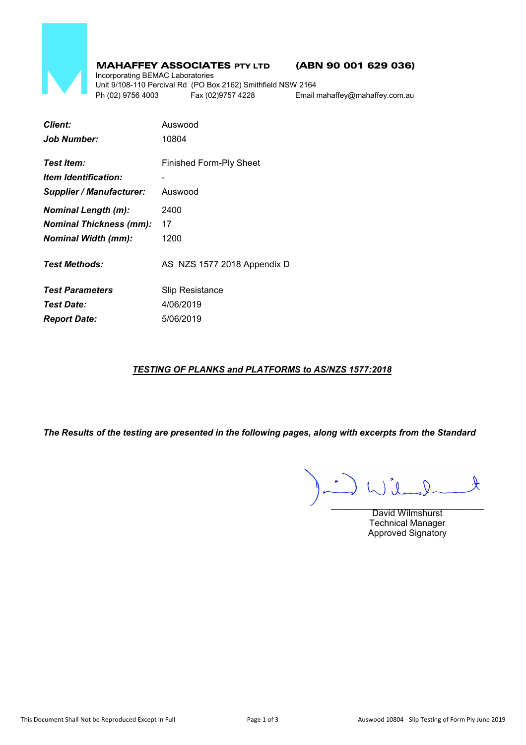**MAHAFFEY ASSOCIATES PTY LTD** **(ABN 90 001 629 036)**

Incorporating BEMAC Laboratories
Unit 9/108-110 Percival Rd (PO Box 2162) Smithfield NSW 2164
Ph (02) 9756 4003 Fax (02)9757 4228 Email mahaffey@mahaffey.com.au

| | |
|---|---|
| ***Client:*** | Auswood |
| ***Job Number:*** | 10804 |
| ***Test Item:*** | Finished Form-Ply Sheet |
| ***Item Identification:*** | - |
| ***Supplier / Manufacturer:*** | Auswood |
| ***Nominal Length (m):*** | 2400 |
| ***Nominal Thickness (mm):*** | 17 |
| ***Nominal Width (mm):*** | 1200 |
| ***Test Methods:*** | AS NZS 1577 2018 Appendix D |
| ***Test Parameters*** | Slip Resistance |
| ***Test Date:*** | 4/06/2019 |
| ***Report Date:*** | 5/06/2019 |

***TESTING OF PLANKS and PLATFORMS to AS/NZS 1577:2018***

***The Results of the testing are presented in the following pages, along with excerpts from the Standard***

David Wilmshurst
Technical Manager
Approved Signatory

This Document Shall Not be Reproduced Except in Full

Auswood 10804 - Slip Testing of Form Ply June 2019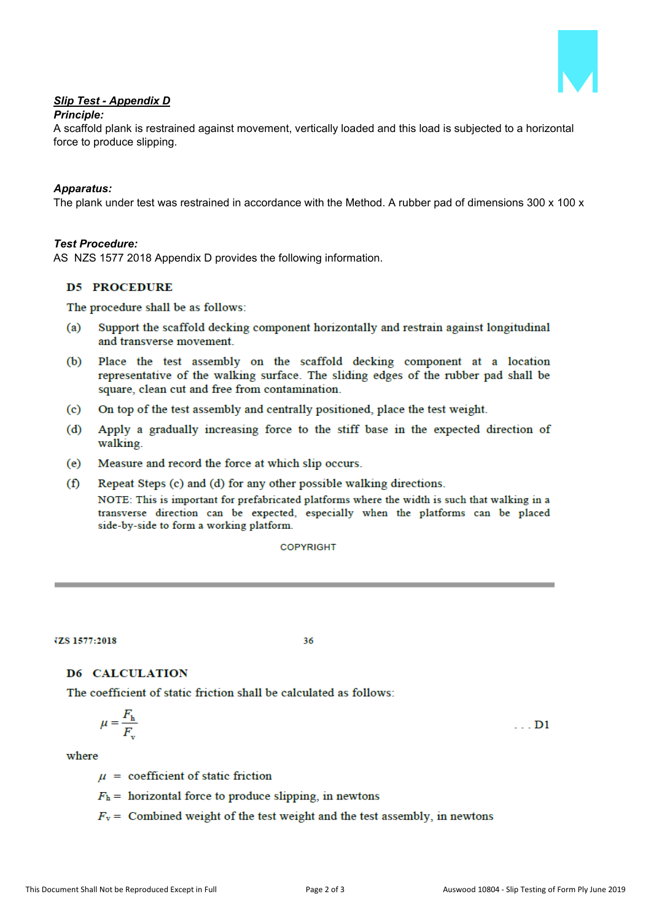***Slip Test - Appendix D***

***Principle:***

A scaffold plank is restrained against movement, vertically loaded and this load is subjected to a horizontal force to produce slipping.

***Apparatus:***

The plank under test was restrained in accordance with the Method. A rubber pad of dimensions 300 x 100 x

***Test Procedure:***

AS NZS 1577 2018 Appendix D provides the following information.

**D5 PROCEDURE**

The procedure shall be as follows:

(a) Support the scaffold decking component horizontally and restrain against longitudinal and transverse movement.

(b) Place the test assembly on the scaffold decking component at a location representative of the walking surface. The sliding edges of the rubber pad shall be square, clean cut and free from contamination.

(c) On top of the test assembly and centrally positioned, place the test weight.

(d) Apply a gradually increasing force to the stiff base in the expected direction of walking.

(e) Measure and record the force at which slip occurs.

(f) Repeat Steps (c) and (d) for any other possible walking directions.

NOTE: This is important for prefabricated platforms where the width is such that walking in a transverse direction can be expected, especially when the platforms can be placed side-by-side to form a working platform.

COPYRIGHT

NZS 1577:2018 36

**D6 CALCULATION**

The coefficient of static friction shall be calculated as follows:

$$\mu = \frac{F_h}{F_v} \quad \ldots \text{D1}$$

where

$\mu$ = coefficient of static friction

$F_h$ = horizontal force to produce slipping, in newtons

$F_v$ = Combined weight of the test weight and the test assembly, in newtons

This Document Shall Not be Reproduced Except in Full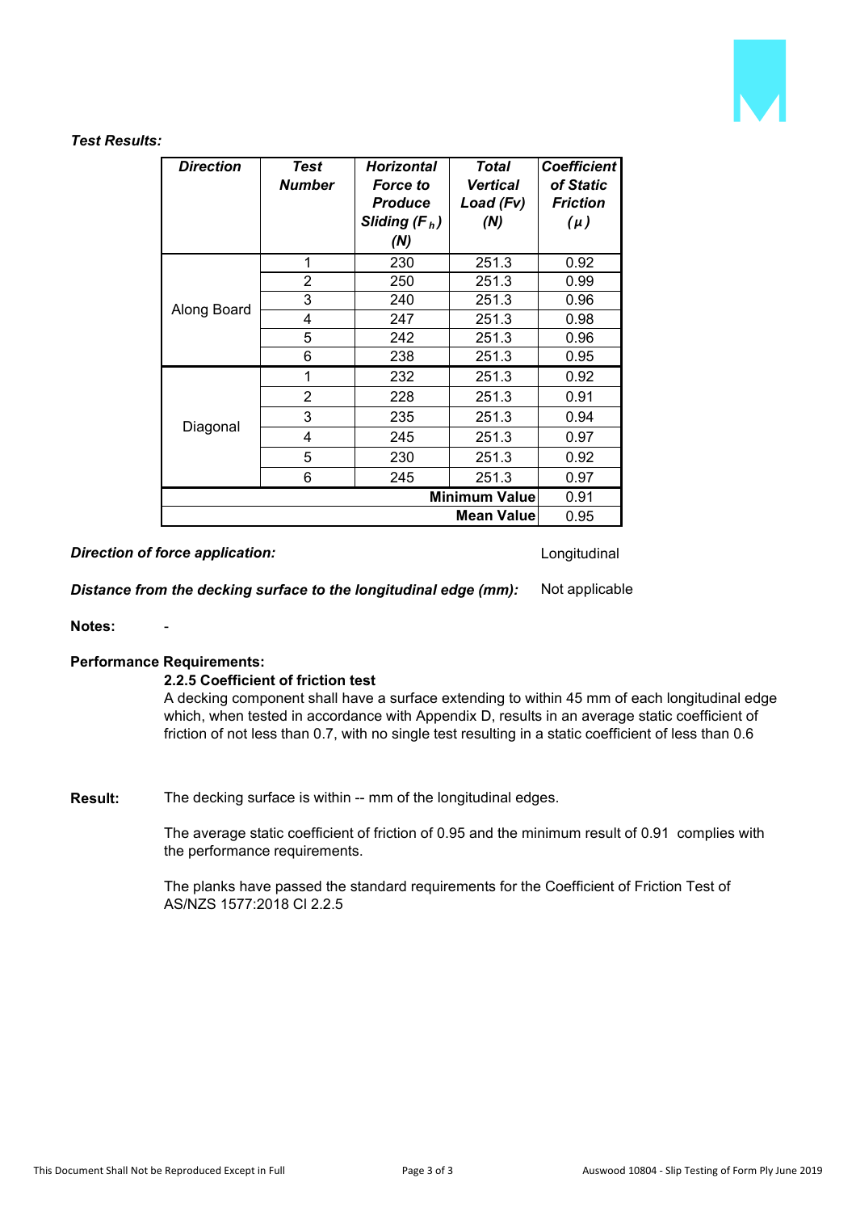*Test Results:*

| *Direction* | *Test Number* | *Horizontal Force to Produce Sliding ($F_h$) (N)* | *Total Vertical Load (Fv) (N)* | *Coefficient of Static Friction ($\mu$)* |
|---|---|---|---|---|
| Along Board | 1 | 230 | 251.3 | 0.92 |
| | 2 | 250 | 251.3 | 0.99 |
| | 3 | 240 | 251.3 | 0.96 |
| | 4 | 247 | 251.3 | 0.98 |
| | 5 | 242 | 251.3 | 0.96 |
| | 6 | 238 | 251.3 | 0.95 |
| Diagonal | 1 | 232 | 251.3 | 0.92 |
| | 2 | 228 | 251.3 | 0.91 |
| | 3 | 235 | 251.3 | 0.94 |
| | 4 | 245 | 251.3 | 0.97 |
| | 5 | 230 | 251.3 | 0.92 |
| | 6 | 245 | 251.3 | 0.97 |
| | | | **Minimum Value** | 0.91 |
| | | | **Mean Value** | 0.95 |

***Direction of force application:*** Longitudinal

***Distance from the decking surface to the longitudinal edge (mm):*** Not applicable

**Notes:** -

**Performance Requirements:**

**2.2.5 Coefficient of friction test**

A decking component shall have a surface extending to within 45 mm of each longitudinal edge which, when tested in accordance with Appendix D, results in an average static coefficient of friction of not less than 0.7, with no single test resulting in a static coefficient of less than 0.6

**Result:** The decking surface is within -- mm of the longitudinal edges.

The average static coefficient of friction of 0.95 and the minimum result of 0.91 complies with the performance requirements.

The planks have passed the standard requirements for the Coefficient of Friction Test of AS/NZS 1577:2018 Cl 2.2.5